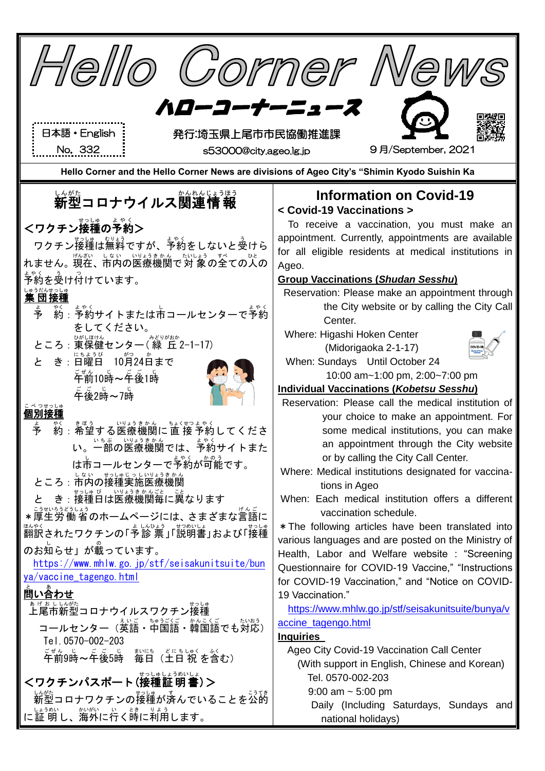# Hello Corner News

## ハローコーナーニュース

日本語・English
No. 332

発行:埼玉県上尾市市民協働推進課
s53000@city.ageo.lg.jp

９月/September, 2021

**Hello Corner and the Hello Corner News are divisions of Ageo City's "Shimin Kyodo Suishin Ka**

## 新型コロナウイルス関連情報

### <ワクチン接種の予約>

ワクチン接種は無料ですが、予約をしないと受けられません。現在、市内の医療機関で対象の全ての人の予約を受け付けています。

**集団接種**

予　約：予約サイトまたは市コールセンターで予約をしてください。

ところ：東保健センター（緑丘2-1-17）

と　き：日曜日　10月24日まで
午前10時～午後1時
午後2時～7時

**個別接種**

予　約：希望する医療機関に直接予約してください。一部の医療機関では、予約サイトまたは市コールセンターで予約が可能です。

ところ：市内の接種実施医療機関

と　き：接種日は医療機関毎に異なります

＊厚生労働省のホームページには、さまざまな言語に翻訳されたワクチンの「予診票」「説明書」および「接種のお知らせ」が載っています。
https://www.mhlw.go.jp/stf/seisakunitsuite/bunya/vaccine_tagengo.html

**問い合わせ**

上尾市新型コロナウイルスワクチン接種コールセンター（英語・中国語・韓国語でも対応）
Tel.0570-002-203
午前9時～午後5時　毎日（土日祝を含む）

### <ワクチンパスポート(接種証明書)>

新型コロナワクチンの接種が済んでいることを公的に証明し、海外に行く時に利用します。

## Information on Covid-19

### < Covid-19 Vaccinations >

To receive a vaccination, you must make an appointment. Currently, appointments are available for all eligible residents at medical institutions in Ageo.

**Group Vaccinations (*Shudan Sesshu*)**

Reservation: Please make an appointment through the City website or by calling the City Call Center.

Where: Higashi Hoken Center (Midorigaoka 2-1-17)

When: Sundays　Until October 24
10:00 am~1:00 pm, 2:00~7:00 pm

**Individual Vaccinations (*Kobetsu Sesshu*)**

Reservation: Please call the medical institution of your choice to make an appointment. For some medical institutions, you can make an appointment through the City website or by calling the City Call Center.

Where: Medical institutions designated for vaccinations in Ageo

When: Each medical institution offers a different vaccination schedule.

＊The following articles have been translated into various languages and are posted on the Ministry of Health, Labor and Welfare website : "Screening Questionnaire for COVID-19 Vaccine," "Instructions for COVID-19 Vaccination," and "Notice on COVID-19 Vaccination."

https://www.mhlw.go.jp/stf/seisakunitsuite/bunya/vaccine_tagengo.html

**Inquiries**

Ageo City Covid-19 Vaccination Call Center
(With support in English, Chinese and Korean)
Tel. 0570-002-203
9:00 am ~ 5:00 pm
Daily (Including Saturdays, Sundays and national holidays)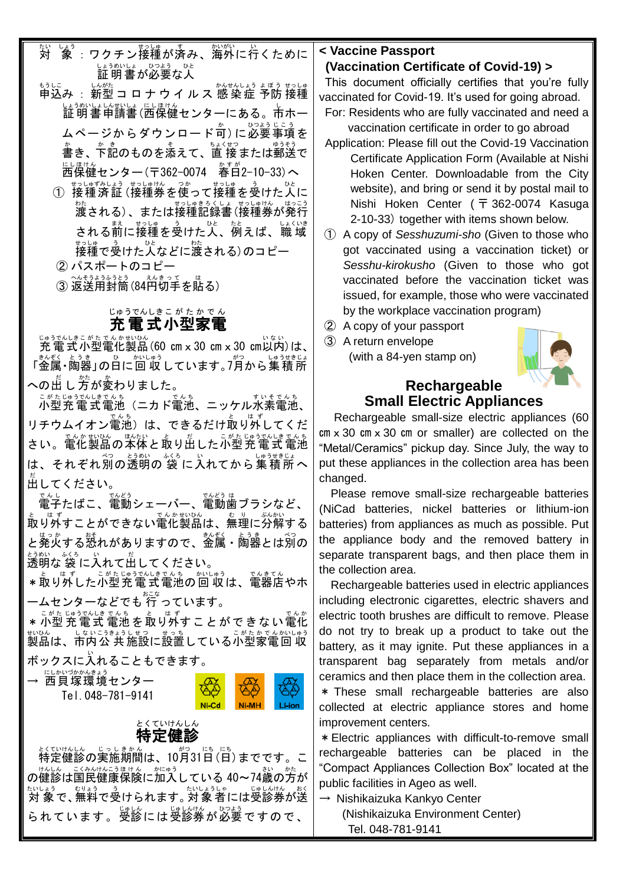対象：ワクチン接種が済み、海外に行くために証明書が必要な人

申込み：新型コロナウイルス感染症予防接種証明書申請書（西保健センターにある。市ホームページからダウンロード可）に必要事項を書き、下記のものを添えて、直接または郵送で西保健センター（〒362-0074　春日2-10-33）へ

① 接種済証（接種券を使って接種を受けた人に渡される）、または接種記録書（接種券が発行される前に接種を受けた人、例えば、職域接種で受けた人などに渡される）のコピー

② パスポートのコピー

③ 返送用封筒（84円切手を貼る）

## 充電式小型家電

充電式小型電化製品（60 ㎝ x 30 ㎝ x 30 ㎝以内）は、「金属・陶器」の日に回収しています。7月から集積所への出し方が変わりました。

小型充電式電池（ニカド電池、ニッケル水素電池、リチウムイオン電池）は、できるだけ取り外してください。電化製品の本体と取り出した小型充電式電池は、それぞれ別の透明の袋に入れてから集積所へ出してください。

電子たばこ、電動シェーバー、電動歯ブラシなど、取り外すことができない電化製品は、無理に分解すると発火する恐れがありますので、金属・陶器とは別の透明な袋に入れて出してください。

＊取り外した小型充電式電池の回収は、電器店やホームセンターなどでも行っています。

＊小型充電式電池を取り外すことができない電化製品は、市内公共施設に設置している小型家電回収ボックスに入れることもできます。

→ 西貝塚環境センター
Tel. 048-781-9141

Ni-Cd　Ni-MH　Li-ion

## 特定健診

特定健診の実施期間は、10月31日（日）までです。この健診は国民健康保険に加入している 40~74歳の方が対象で、無料で受けられます。対象者には受診券が送られています。受診には受診券が必要ですので、

## < Vaccine Passport (Vaccination Certificate of Covid-19) >

This document officially certifies that you're fully vaccinated for Covid-19. It's used for going abroad.

For: Residents who are fully vaccinated and need a vaccination certificate in order to go abroad

Application: Please fill out the Covid-19 Vaccination Certificate Application Form (Available at Nishi Hoken Center. Downloadable from the City website), and bring or send it by postal mail to Nishi Hoken Center (〒362-0074 Kasuga 2-10-33) together with items shown below.

① A copy of *Sesshuzumi-sho* (Given to those who got vaccinated using a vaccination ticket) or *Sesshu-kirokusho* (Given to those who got vaccinated before the vaccination ticket was issued, for example, those who were vaccinated by the workplace vaccination program)

② A copy of your passport

③ A return envelope (with a 84-yen stamp on)

## Rechargeable Small Electric Appliances

Rechargeable small-size electric appliances (60 ㎝ x 30 ㎝ x 30 ㎝ or smaller) are collected on the "Metal/Ceramics" pickup day. Since July, the way to put these appliances in the collection area has been changed.

Please remove small-size rechargeable batteries (NiCad batteries, nickel batteries or lithium-ion batteries) from appliances as much as possible. Put the appliance body and the removed battery in separate transparent bags, and then place them in the collection area.

Rechargeable batteries used in electric appliances including electronic cigarettes, electric shavers and electric tooth brushes are difficult to remove. Please do not try to break up a product to take out the battery, as it may ignite. Put these appliances in a transparent bag separately from metals and/or ceramics and then place them in the collection area.

＊These small rechargeable batteries are also collected at electric appliance stores and home improvement centers.

＊Electric appliances with difficult-to-remove small rechargeable batteries can be placed in the "Compact Appliances Collection Box" located at the public facilities in Ageo as well.

→ Nishikaizuka Kankyo Center
(Nishikaizuka Environment Center)
Tel. 048-781-9141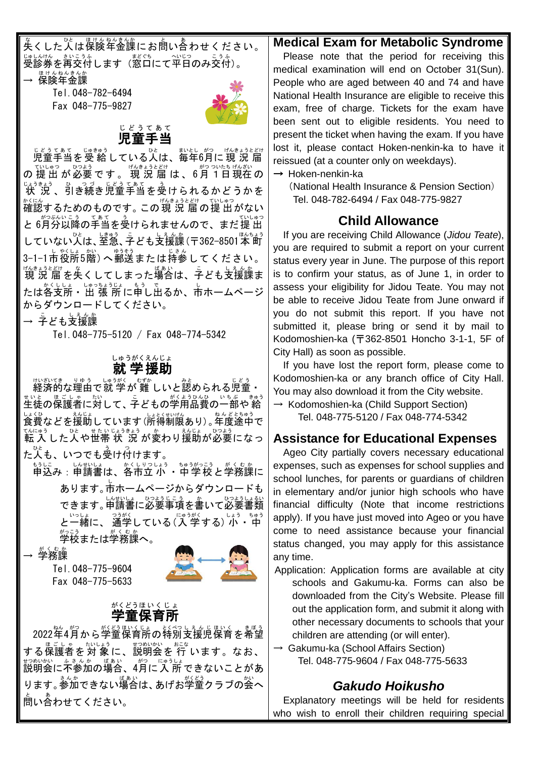失くした人は保険年金課にお問い合わせください。受診券を再交付します（窓口にて平日のみ交付）。

→ 保険年金課
Tel. 048-782-6494
Fax 048-775-9827

## 児童手当

児童手当を受給している人は、毎年6月に現況届の提出が必要です。現況届は、6月1日現在の状況、引き続き児童手当を受けられるかどうかを確認するためのものです。この現況届の提出がないと6月分以降の手当を受けられませんので、まだ提出していない人は、至急、子ども支援課（〒362-8501 本町3-1-1 市役所5階）へ郵送または持参してください。

現況届を失くしてしまった場合は、子ども支援課または各支所・出張所に申し出るか、市ホームページからダウンロードしてください。

→ 子ども支援課
Tel. 048-775-5120 / Fax 048-774-5342

## 就学援助

経済的な理由で就学が難しいと認められる児童・生徒の保護者に対して、子どもの学用品費の一部や給食費などを援助しています（所得制限あり）。年度途中で転入した人や世帯状況が変わり援助が必要になった人も、いつでも受け付けます。

申込み：申請書は、各市立小・中学校と学務課にあります。市ホームページからダウンロードもできます。申請書に必要事項を書いて必要書類と一緒に、通学している（入学する）小・中学校または学務課へ。

→ 学務課
Tel. 048-775-9604
Fax 048-775-5633

## 学童保育所

2022年4月から学童保育所の特別支援児保育を希望する保護者を対象に、説明会を行います。なお、説明会に不参加の場合、4月に入所できないことがあります。参加できない場合は、あげお学童クラブの会へ問い合わせてください。

## Medical Exam for Metabolic Syndrome

Please note that the period for receiving this medical examination will end on October 31(Sun). People who are aged between 40 and 74 and have National Health Insurance are eligible to receive this exam, free of charge. Tickets for the exam have been sent out to eligible residents. You need to present the ticket when having the exam. If you have lost it, please contact Hoken-nenkin-ka to have it reissued (at a counter only on weekdays).

→ Hoken-nenkin-ka
(National Health Insurance & Pension Section)
Tel. 048-782-6494 / Fax 048-775-9827

## Child Allowance

If you are receiving Child Allowance (*Jidou Teate*), you are required to submit a report on your current status every year in June. The purpose of this report is to confirm your status, as of June 1, in order to assess your eligibility for Jidou Teate. You may not be able to receive Jidou Teate from June onward if you do not submit this report. If you have not submitted it, please bring or send it by mail to Kodomoshien-ka (〒362-8501 Honcho 3-1-1, 5F of City Hall) as soon as possible.

If you have lost the report form, please come to Kodomoshien-ka or any branch office of City Hall. You may also download it from the City website.

→ Kodomoshien-ka (Child Support Section)
Tel. 048-775-5120 / Fax 048-774-5342

## Assistance for Educational Expenses

Ageo City partially covers necessary educational expenses, such as expenses for school supplies and school lunches, for parents or guardians of children in elementary and/or junior high schools who have financial difficulty (Note that income restrictions apply). If you have just moved into Ageo or you have come to need assistance because your financial status changed, you may apply for this assistance any time.

Application: Application forms are available at city schools and Gakumu-ka. Forms can also be downloaded from the City's Website. Please fill out the application form, and submit it along with other necessary documents to schools that your children are attending (or will enter).

→ Gakumu-ka (School Affairs Section)
Tel. 048-775-9604 / Fax 048-775-5633

## *Gakudo Hoikusho*

Explanatory meetings will be held for residents who wish to enroll their children requiring special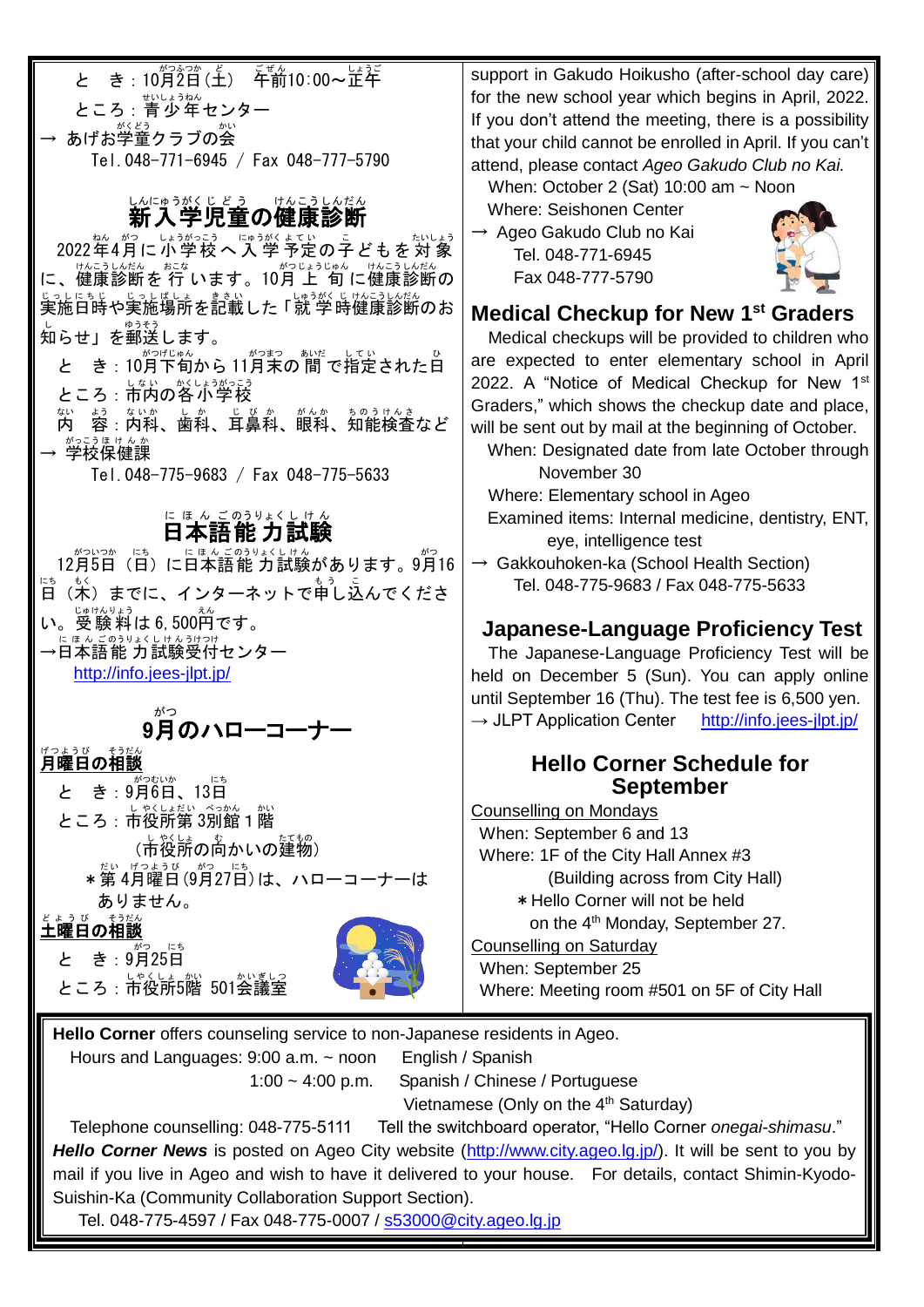と　き：10月2日(土)　午前10:00～正午

ところ：青少年センター

→ あげお学童クラブの会

Tel.048-771-6945 / Fax 048-777-5790

## 新入学児童の健康診断

2022年4月に小学校へ入学予定の子どもを対象に、健康診断を行います。10月上旬に健康診断の実施日時や実施場所を記載した「就学時健康診断のお知らせ」を郵送します。

と　き：10月下旬から11月末の間で指定された日

ところ：市内の各小学校

内　容：内科、歯科、耳鼻科、眼科、知能検査など

→ 学校保健課

Tel.048-775-9683 / Fax 048-775-5633

## 日本語能力試験

12月5日（日）に日本語能力試験があります。9月16日（木）までに、インターネットで申し込んでください。受験料は6,500円です。

→日本語能力試験受付センター

http://info.jees-jlpt.jp/

## 9月のハローコーナー

**月曜日の相談**

と　き：9月6日、13日

ところ：市役所第3別館1階

（市役所の向かいの建物）

＊第4月曜日(9月27日)は、ハローコーナーはありません。

**土曜日の相談**

と　き：9月25日

ところ：市役所5階 501会議室

support in Gakudo Hoikusho (after-school day care) for the new school year which begins in April, 2022. If you don't attend the meeting, there is a possibility that your child cannot be enrolled in April. If you can't attend, please contact *Ageo Gakudo Club no Kai.*

When: October 2 (Sat) 10:00 am ~ Noon

Where: Seishonen Center

→ Ageo Gakudo Club no Kai

Tel. 048-771-6945

Fax 048-777-5790

## Medical Checkup for New 1st Graders

Medical checkups will be provided to children who are expected to enter elementary school in April 2022. A "Notice of Medical Checkup for New 1st Graders," which shows the checkup date and place, will be sent out by mail at the beginning of October.

When: Designated date from late October through November 30

Where: Elementary school in Ageo

Examined items: Internal medicine, dentistry, ENT, eye, intelligence test

→ Gakkouhoken-ka (School Health Section)

Tel. 048-775-9683 / Fax 048-775-5633

## Japanese-Language Proficiency Test

The Japanese-Language Proficiency Test will be held on December 5 (Sun). You can apply online until September 16 (Thu). The test fee is 6,500 yen.

→ JLPT Application Center　http://info.jees-jlpt.jp/

## Hello Corner Schedule for September

Counselling on Mondays

When: September 6 and 13

Where: 1F of the City Hall Annex #3

(Building across from City Hall)

＊Hello Corner will not be held on the 4th Monday, September 27.

Counselling on Saturday

When: September 25

Where: Meeting room #501 on 5F of City Hall

**Hello Corner** offers counseling service to non-Japanese residents in Ageo.

Hours and Languages: 9:00 a.m. ~ noon　English / Spanish

1:00 ~ 4:00 p.m.　Spanish / Chinese / Portuguese

Vietnamese (Only on the 4th Saturday)

Telephone counselling: 048-775-5111　Tell the switchboard operator, "Hello Corner *onegai-shimasu*."

***Hello Corner News*** is posted on Ageo City website (http://www.city.ageo.lg.jp/). It will be sent to you by mail if you live in Ageo and wish to have it delivered to your house. For details, contact Shimin-Kyodo-Suishin-Ka (Community Collaboration Support Section).

Tel. 048-775-4597 / Fax 048-775-0007 / s53000@city.ageo.lg.jp